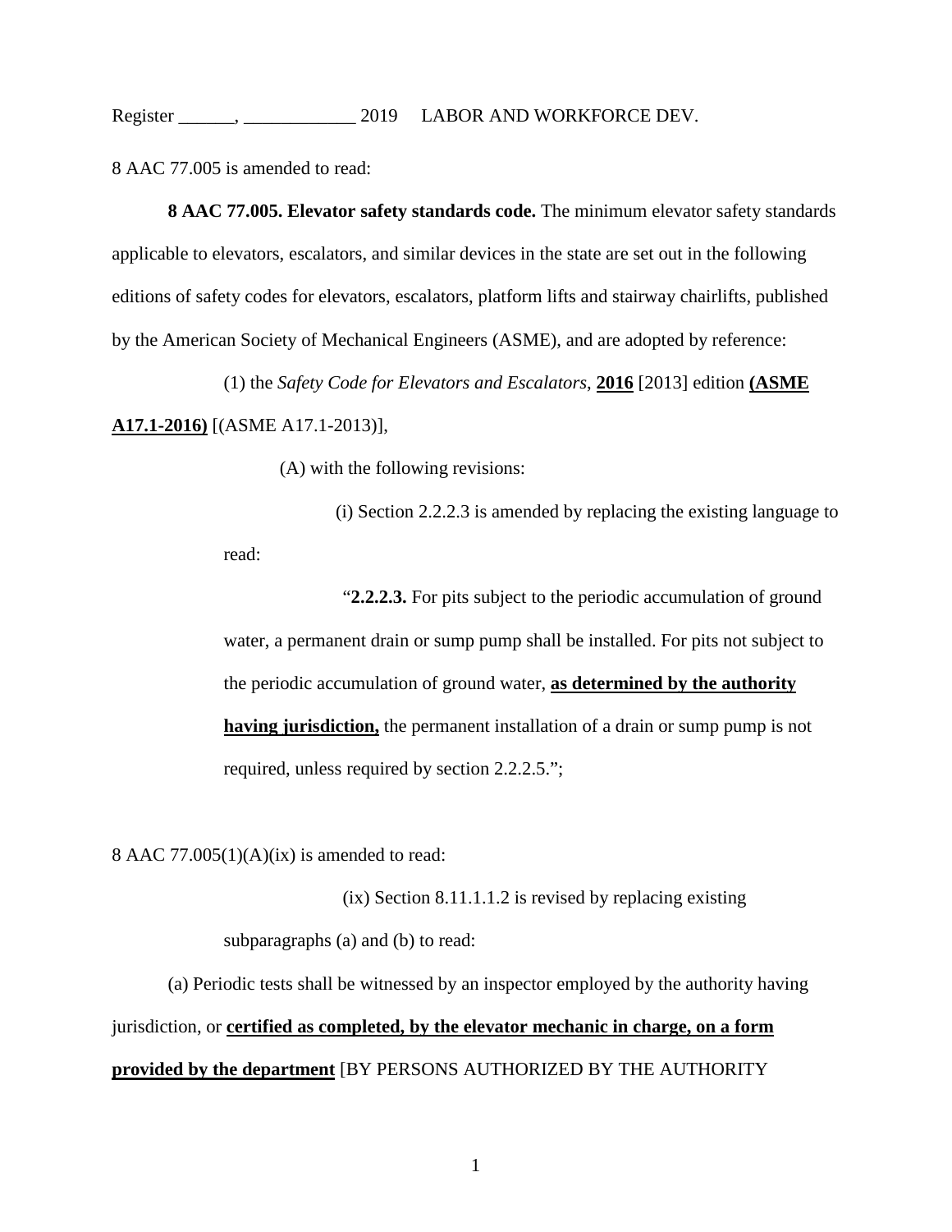Register ______, ____________ 2019 LABOR AND WORKFORCE DEV.

8 AAC 77.005 is amended to read:

**8 AAC 77.005. Elevator safety standards code.** The minimum elevator safety standards applicable to elevators, escalators, and similar devices in the state are set out in the following editions of safety codes for elevators, escalators, platform lifts and stairway chairlifts, published by the American Society of Mechanical Engineers (ASME), and are adopted by reference:

(1) the *Safety Code for Elevators and Escalators*, **2016** [2013] edition **(ASME A17.1-2016)** [(ASME A17.1-2013)],

(A) with the following revisions:

(i) Section 2.2.2.3 is amended by replacing the existing language to read:

"**2.2.2.3.** For pits subject to the periodic accumulation of ground water, a permanent drain or sump pump shall be installed. For pits not subject to the periodic accumulation of ground water, **as determined by the authority having jurisdiction,** the permanent installation of a drain or sump pump is not required, unless required by section 2.2.2.5.";

8 AAC 77.005(1)(A)(ix) is amended to read:

(ix) Section 8.11.1.1.2 is revised by replacing existing subparagraphs (a) and (b) to read:

(a) Periodic tests shall be witnessed by an inspector employed by the authority having jurisdiction, or **certified as completed, by the elevator mechanic in charge, on a form provided by the department** [BY PERSONS AUTHORIZED BY THE AUTHORITY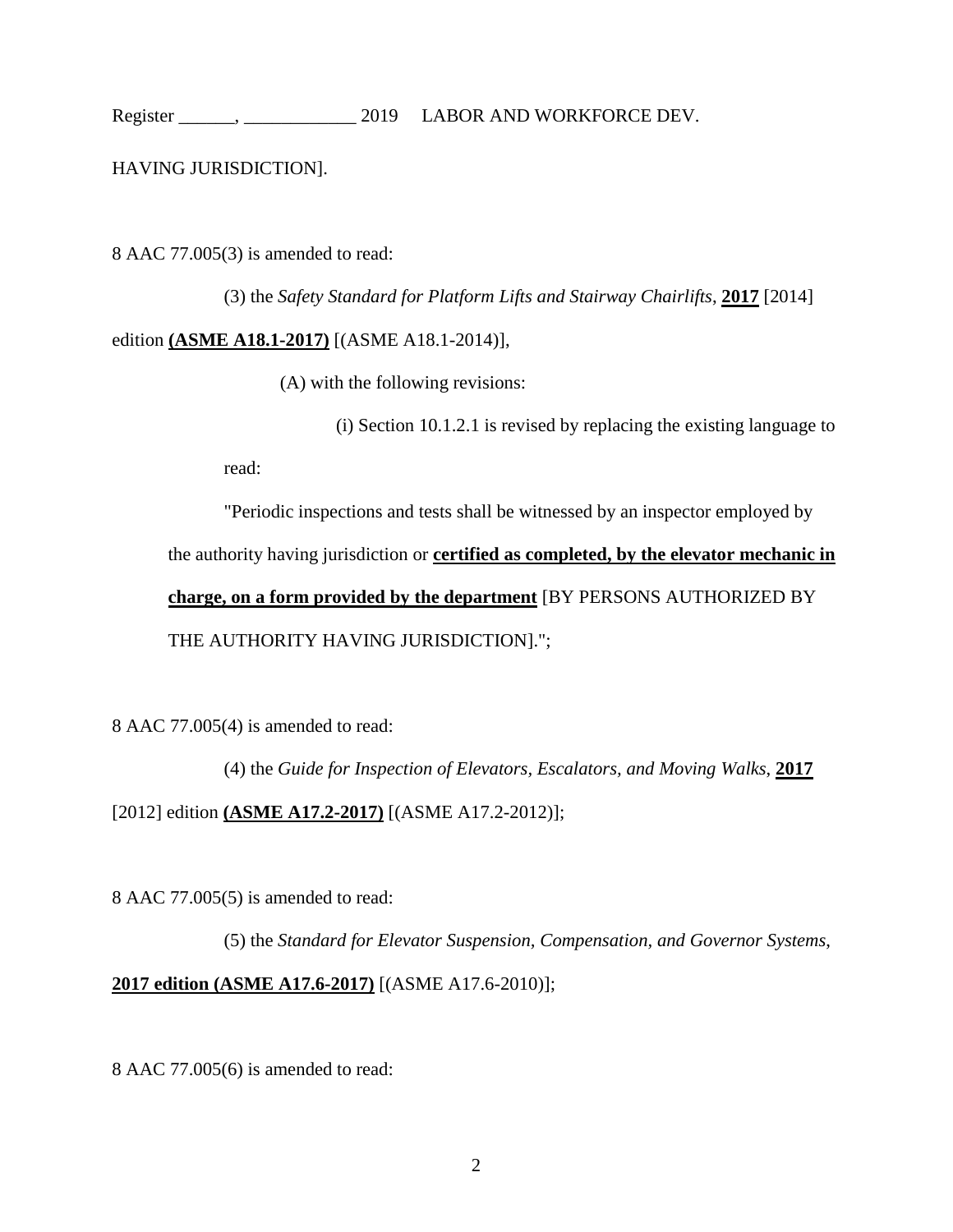HAVING JURISDICTION].

8 AAC 77.005(3) is amended to read:

(3) the *Safety Standard for Platform Lifts and Stairway Chairlifts*, **2017** [2014] edition **(ASME A18.1-2017)** [(ASME A18.1-2014)],

(A) with the following revisions:

(i) Section 10.1.2.1 is revised by replacing the existing language to read:

"Periodic inspections and tests shall be witnessed by an inspector employed by the authority having jurisdiction or **certified as completed, by the elevator mechanic in charge, on a form provided by the department** [BY PERSONS AUTHORIZED BY THE AUTHORITY HAVING JURISDICTION].";

8 AAC 77.005(4) is amended to read:

(4) the *Guide for Inspection of Elevators, Escalators, and Moving Walks*, **2017** [2012] edition **(ASME A17.2-2017)** [(ASME A17.2-2012)];

8 AAC 77.005(5) is amended to read:

(5) the *Standard for Elevator Suspension, Compensation, and Governor Systems*, **2017 edition (ASME A17.6-2017)** [(ASME A17.6-2010)];

8 AAC 77.005(6) is amended to read: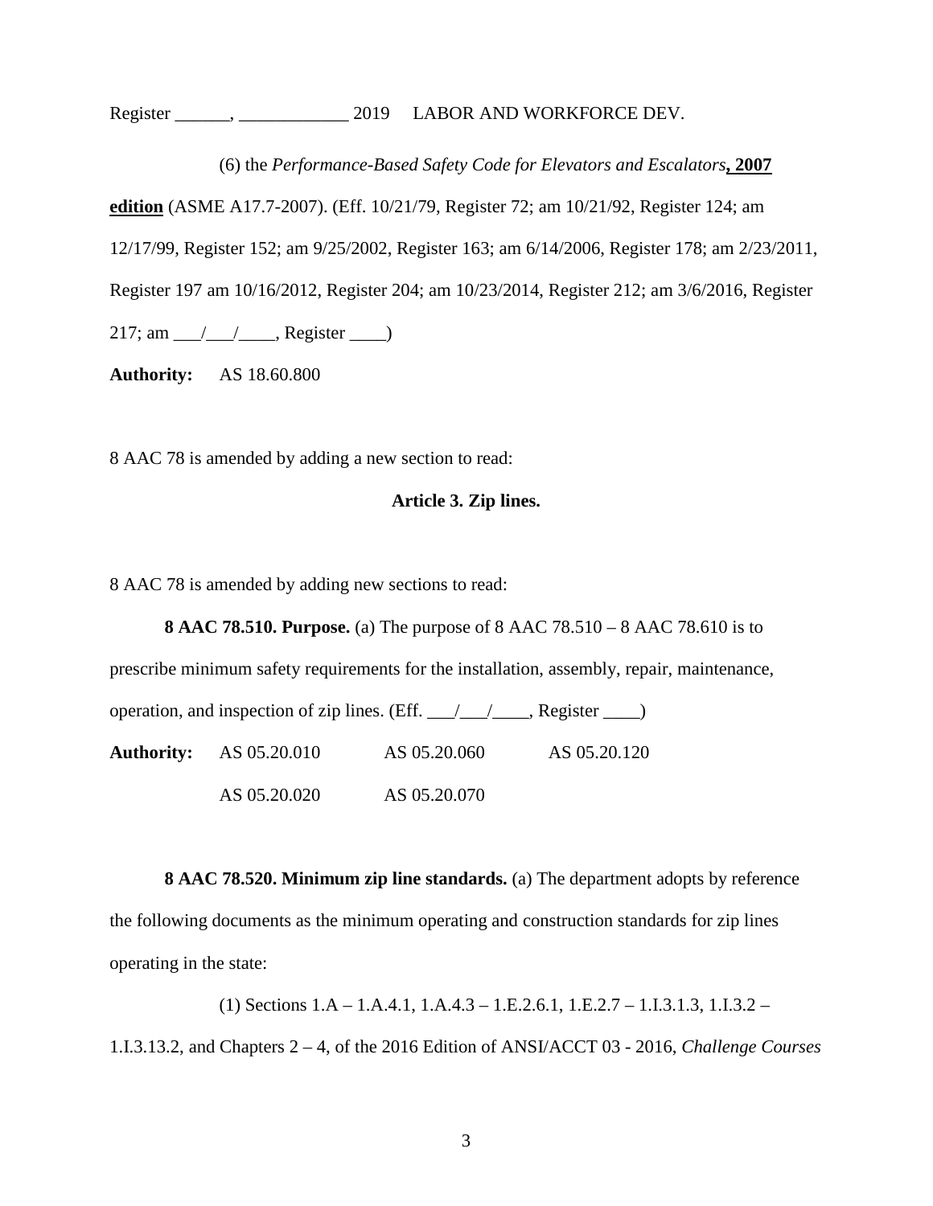(6) the *Performance-Based Safety Code for Elevators and Escalators***, 2007 edition** (ASME A17.7-2007). (Eff. 10/21/79, Register 72; am 10/21/92, Register 124; am 12/17/99, Register 152; am 9/25/2002, Register 163; am 6/14/2006, Register 178; am 2/23/2011, Register 197 am 10/16/2012, Register 204; am 10/23/2014, Register 212; am 3/6/2016, Register 217; am ___/___/____, Register ____)

**Authority:** AS 18.60.800

8 AAC 78 is amended by adding a new section to read:

**Article 3. Zip lines.**

8 AAC 78 is amended by adding new sections to read:

**8 AAC 78.510. Purpose.** (a) The purpose of 8 AAC 78.510 – 8 AAC 78.610 is to prescribe minimum safety requirements for the installation, assembly, repair, maintenance, operation, and inspection of zip lines. (Eff. ___/___/____, Register ____)

**Authority:** AS 05.20.010 AS 05.20.060 AS 05.20.120

AS 05.20.020 AS 05.20.070

**8 AAC 78.520. Minimum zip line standards.** (a) The department adopts by reference the following documents as the minimum operating and construction standards for zip lines operating in the state:

(1) Sections 1.A – 1.A.4.1, 1.A.4.3 – 1.E.2.6.1, 1.E.2.7 – 1.I.3.1.3, 1.I.3.2 – 1.I.3.13.2, and Chapters 2 – 4, of the 2016 Edition of ANSI/ACCT 03 - 2016, *Challenge Courses*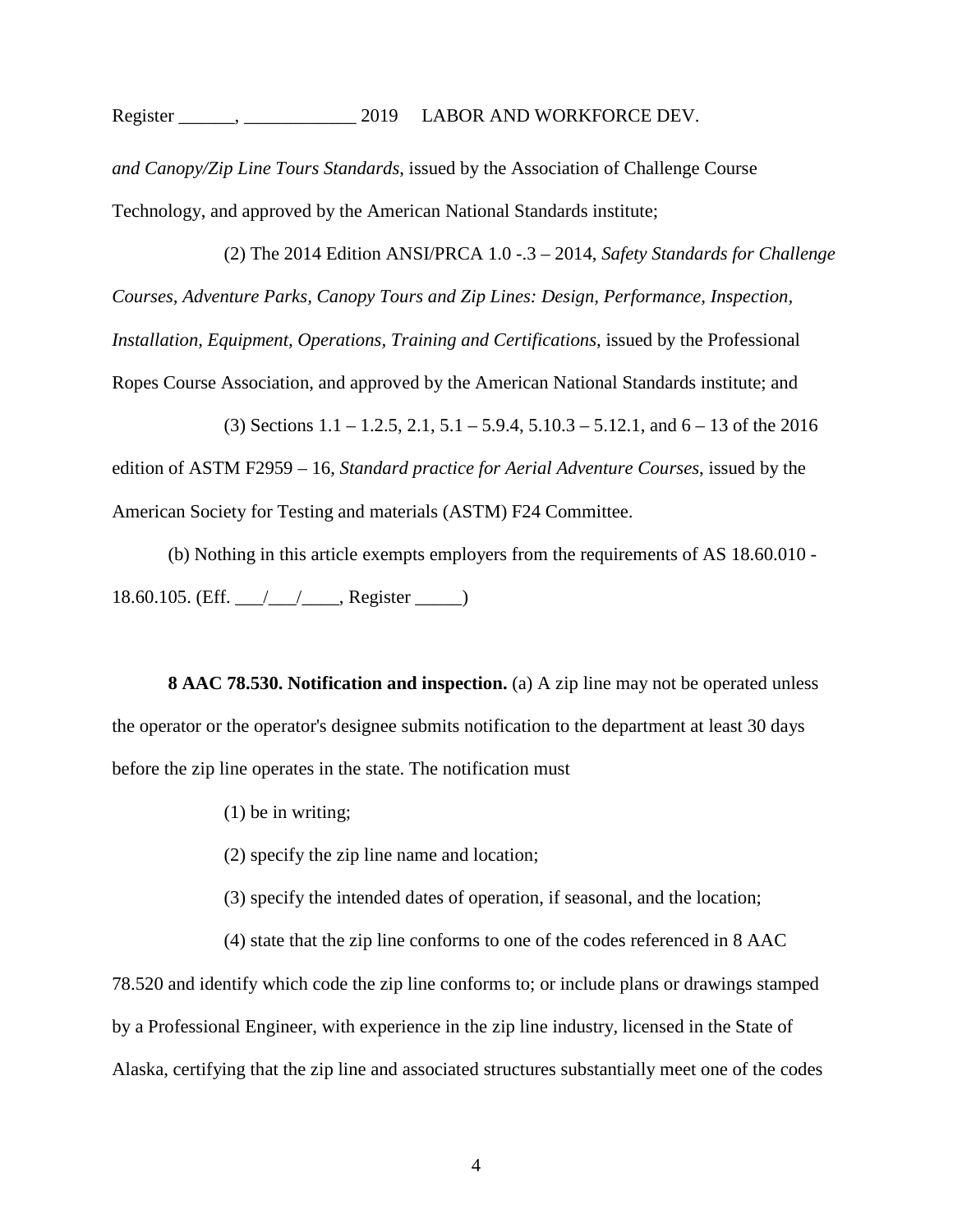*and Canopy/Zip Line Tours Standards*, issued by the Association of Challenge Course Technology, and approved by the American National Standards institute;

(2) The 2014 Edition ANSI/PRCA 1.0 -.3 – 2014, *Safety Standards for Challenge Courses, Adventure Parks, Canopy Tours and Zip Lines: Design, Performance, Inspection, Installation, Equipment, Operations, Training and Certifications*, issued by the Professional Ropes Course Association, and approved by the American National Standards institute; and

(3) Sections 1.1 – 1.2.5, 2.1, 5.1 – 5.9.4, 5.10.3 – 5.12.1, and 6 – 13 of the 2016 edition of ASTM F2959 – 16, *Standard practice for Aerial Adventure Courses*, issued by the American Society for Testing and materials (ASTM) F24 Committee.

(b) Nothing in this article exempts employers from the requirements of AS 18.60.010 - 18.60.105. (Eff. ___/___/____, Register _____)

**8 AAC 78.530. Notification and inspection.** (a) A zip line may not be operated unless the operator or the operator's designee submits notification to the department at least 30 days before the zip line operates in the state. The notification must

(1) be in writing;

(2) specify the zip line name and location;

(3) specify the intended dates of operation, if seasonal, and the location;

(4) state that the zip line conforms to one of the codes referenced in 8 AAC 78.520 and identify which code the zip line conforms to; or include plans or drawings stamped by a Professional Engineer, with experience in the zip line industry, licensed in the State of Alaska, certifying that the zip line and associated structures substantially meet one of the codes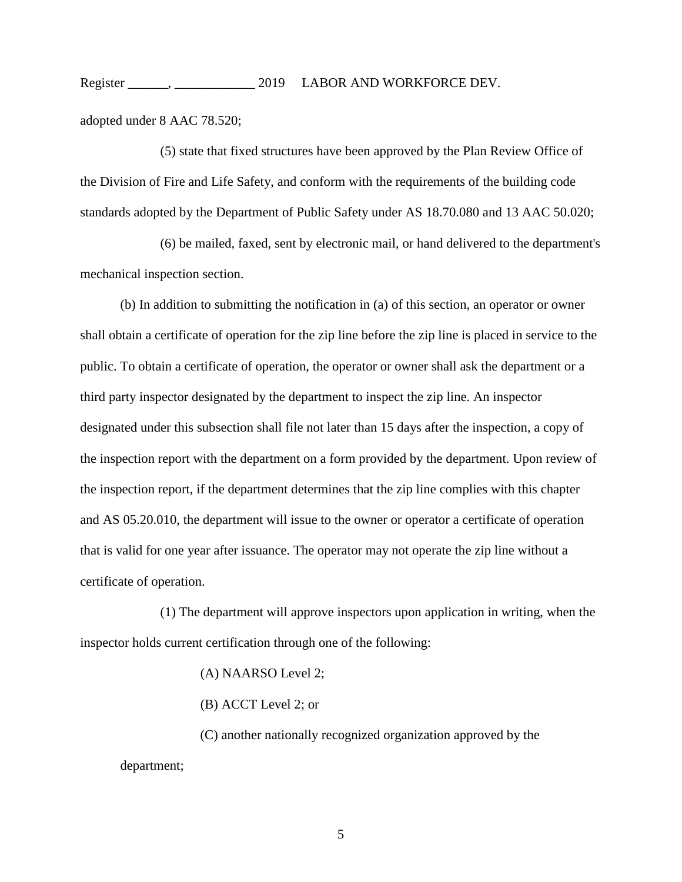adopted under 8 AAC 78.520;

(5) state that fixed structures have been approved by the Plan Review Office of the Division of Fire and Life Safety, and conform with the requirements of the building code standards adopted by the Department of Public Safety under AS 18.70.080 and 13 AAC 50.020;

(6) be mailed, faxed, sent by electronic mail, or hand delivered to the department's mechanical inspection section.

(b) In addition to submitting the notification in (a) of this section, an operator or owner shall obtain a certificate of operation for the zip line before the zip line is placed in service to the public. To obtain a certificate of operation, the operator or owner shall ask the department or a third party inspector designated by the department to inspect the zip line. An inspector designated under this subsection shall file not later than 15 days after the inspection, a copy of the inspection report with the department on a form provided by the department. Upon review of the inspection report, if the department determines that the zip line complies with this chapter and AS 05.20.010, the department will issue to the owner or operator a certificate of operation that is valid for one year after issuance. The operator may not operate the zip line without a certificate of operation.

(1) The department will approve inspectors upon application in writing, when the inspector holds current certification through one of the following:

(A) NAARSO Level 2;

(B) ACCT Level 2; or

(C) another nationally recognized organization approved by the department;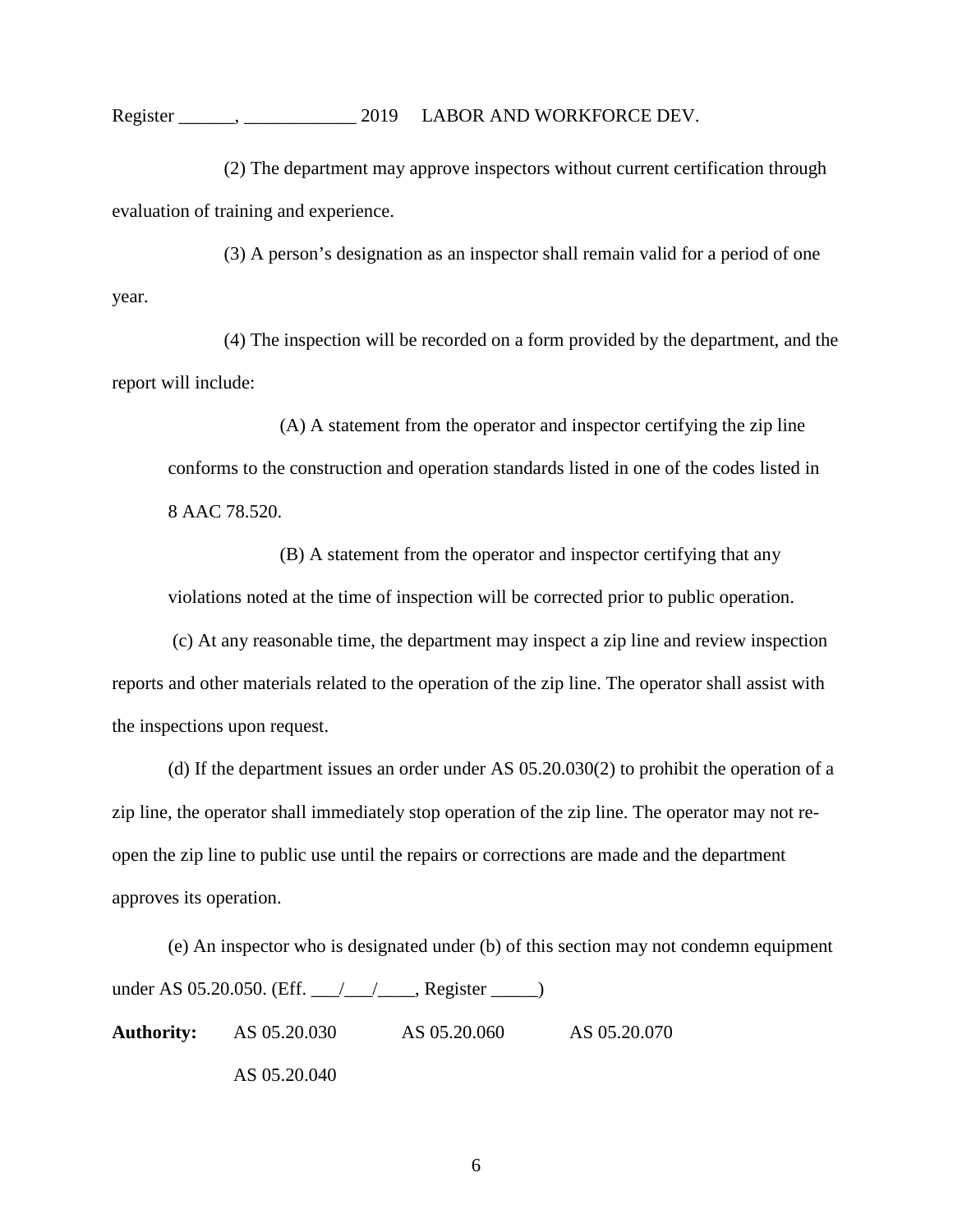(2) The department may approve inspectors without current certification through evaluation of training and experience.

(3) A person's designation as an inspector shall remain valid for a period of one year.

(4) The inspection will be recorded on a form provided by the department, and the report will include:

(A) A statement from the operator and inspector certifying the zip line conforms to the construction and operation standards listed in one of the codes listed in 8 AAC 78.520.

(B) A statement from the operator and inspector certifying that any violations noted at the time of inspection will be corrected prior to public operation.

(c) At any reasonable time, the department may inspect a zip line and review inspection reports and other materials related to the operation of the zip line. The operator shall assist with the inspections upon request.

(d) If the department issues an order under AS 05.20.030(2) to prohibit the operation of a zip line, the operator shall immediately stop operation of the zip line. The operator may not re-open the zip line to public use until the repairs or corrections are made and the department approves its operation.

(e) An inspector who is designated under (b) of this section may not condemn equipment under AS 05.20.050. (Eff. ___/___/____, Register _____)

**Authority:** AS 05.20.030 AS 05.20.060 AS 05.20.070
AS 05.20.040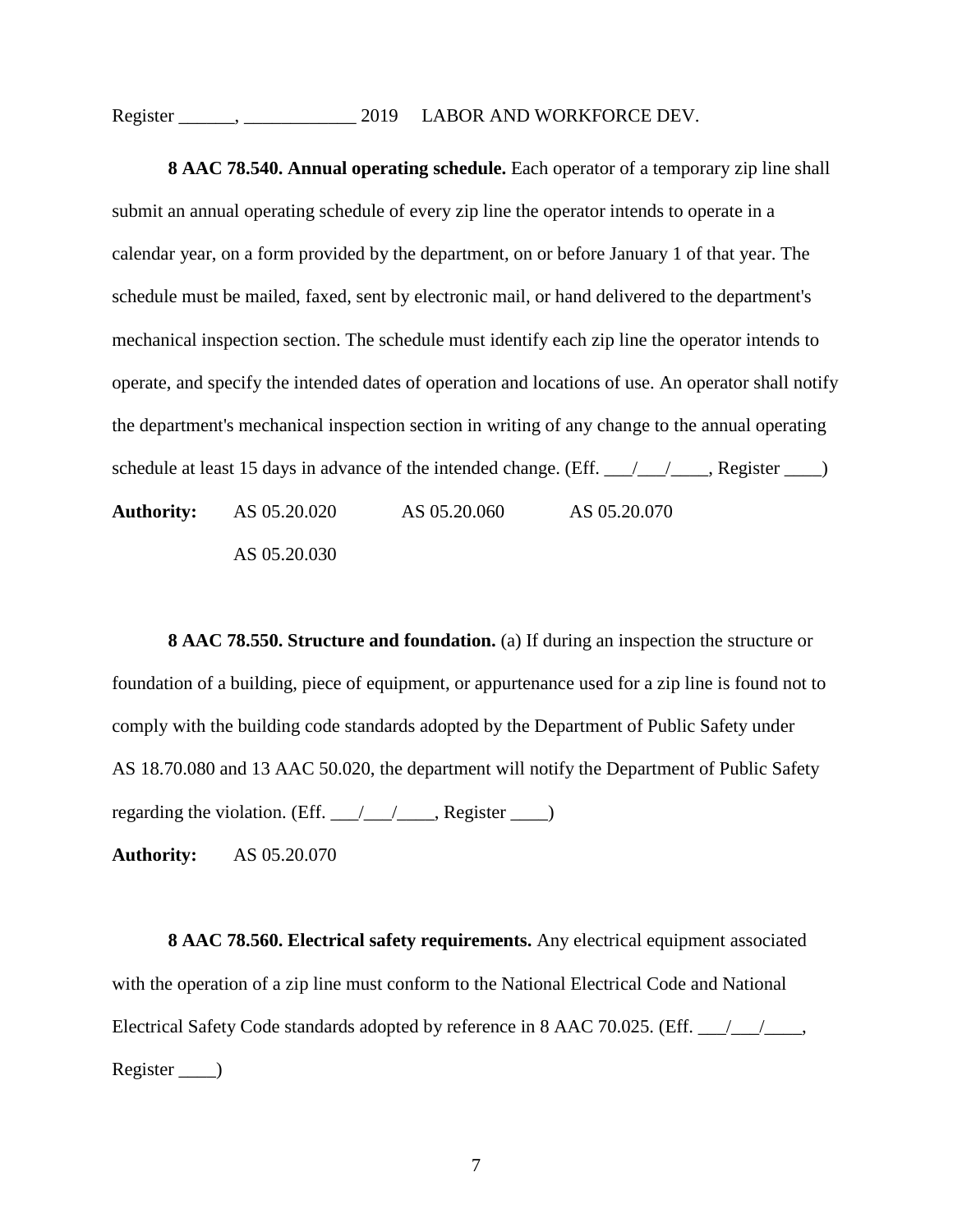**8 AAC 78.540. Annual operating schedule.** Each operator of a temporary zip line shall submit an annual operating schedule of every zip line the operator intends to operate in a calendar year, on a form provided by the department, on or before January 1 of that year. The schedule must be mailed, faxed, sent by electronic mail, or hand delivered to the department's mechanical inspection section. The schedule must identify each zip line the operator intends to operate, and specify the intended dates of operation and locations of use. An operator shall notify the department's mechanical inspection section in writing of any change to the annual operating schedule at least 15 days in advance of the intended change. (Eff. ___/___/____, Register ____)

**Authority:** AS 05.20.020 AS 05.20.060 AS 05.20.070
AS 05.20.030

**8 AAC 78.550. Structure and foundation.** (a) If during an inspection the structure or foundation of a building, piece of equipment, or appurtenance used for a zip line is found not to comply with the building code standards adopted by the Department of Public Safety under AS 18.70.080 and 13 AAC 50.020, the department will notify the Department of Public Safety regarding the violation. (Eff. ___/___/____, Register ____)

**Authority:** AS 05.20.070

**8 AAC 78.560. Electrical safety requirements.** Any electrical equipment associated with the operation of a zip line must conform to the National Electrical Code and National Electrical Safety Code standards adopted by reference in 8 AAC 70.025. (Eff. ___/___/____, Register ____)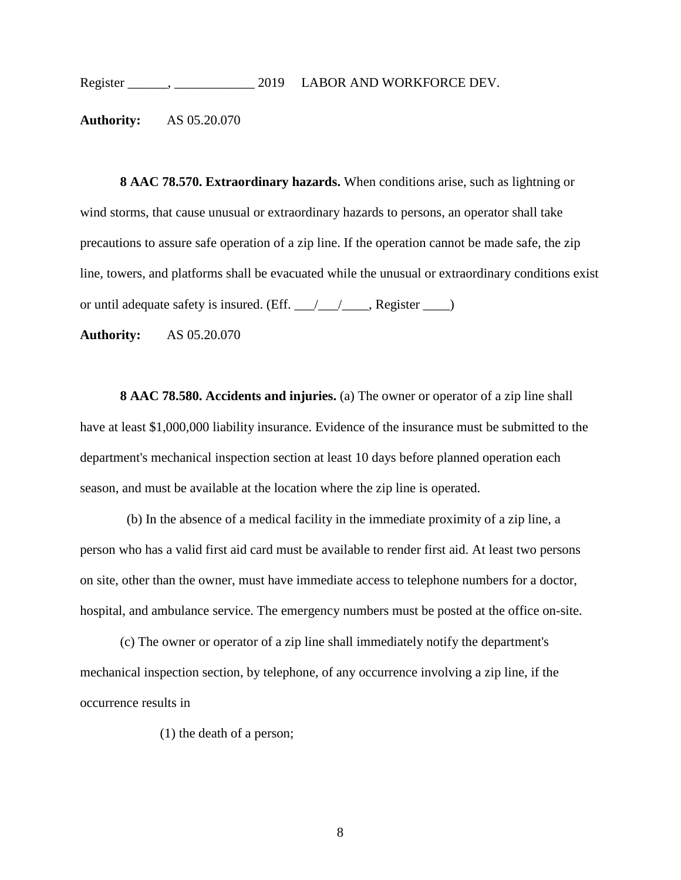**Authority:** AS 05.20.070

**8 AAC 78.570. Extraordinary hazards.** When conditions arise, such as lightning or wind storms, that cause unusual or extraordinary hazards to persons, an operator shall take precautions to assure safe operation of a zip line. If the operation cannot be made safe, the zip line, towers, and platforms shall be evacuated while the unusual or extraordinary conditions exist or until adequate safety is insured. (Eff. ___/___/____, Register ____)

**Authority:** AS 05.20.070

**8 AAC 78.580. Accidents and injuries.** (a) The owner or operator of a zip line shall have at least $1,000,000 liability insurance. Evidence of the insurance must be submitted to the department's mechanical inspection section at least 10 days before planned operation each season, and must be available at the location where the zip line is operated.

(b) In the absence of a medical facility in the immediate proximity of a zip line, a person who has a valid first aid card must be available to render first aid. At least two persons on site, other than the owner, must have immediate access to telephone numbers for a doctor, hospital, and ambulance service. The emergency numbers must be posted at the office on-site.

(c) The owner or operator of a zip line shall immediately notify the department's mechanical inspection section, by telephone, of any occurrence involving a zip line, if the occurrence results in

(1) the death of a person;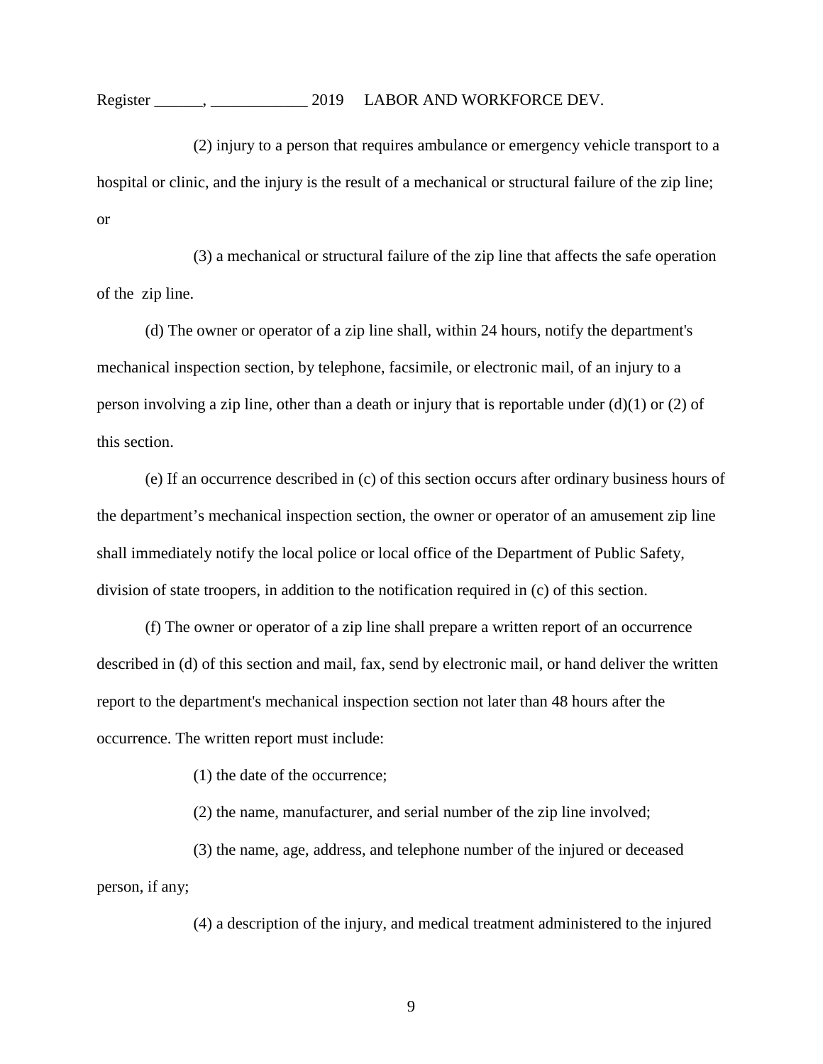(2) injury to a person that requires ambulance or emergency vehicle transport to a hospital or clinic, and the injury is the result of a mechanical or structural failure of the zip line; or

(3) a mechanical or structural failure of the zip line that affects the safe operation of the zip line.

(d) The owner or operator of a zip line shall, within 24 hours, notify the department's mechanical inspection section, by telephone, facsimile, or electronic mail, of an injury to a person involving a zip line, other than a death or injury that is reportable under (d)(1) or (2) of this section.

(e) If an occurrence described in (c) of this section occurs after ordinary business hours of the department's mechanical inspection section, the owner or operator of an amusement zip line shall immediately notify the local police or local office of the Department of Public Safety, division of state troopers, in addition to the notification required in (c) of this section.

(f) The owner or operator of a zip line shall prepare a written report of an occurrence described in (d) of this section and mail, fax, send by electronic mail, or hand deliver the written report to the department's mechanical inspection section not later than 48 hours after the occurrence. The written report must include:

(1) the date of the occurrence;

(2) the name, manufacturer, and serial number of the zip line involved;

(3) the name, age, address, and telephone number of the injured or deceased person, if any;

(4) a description of the injury, and medical treatment administered to the injured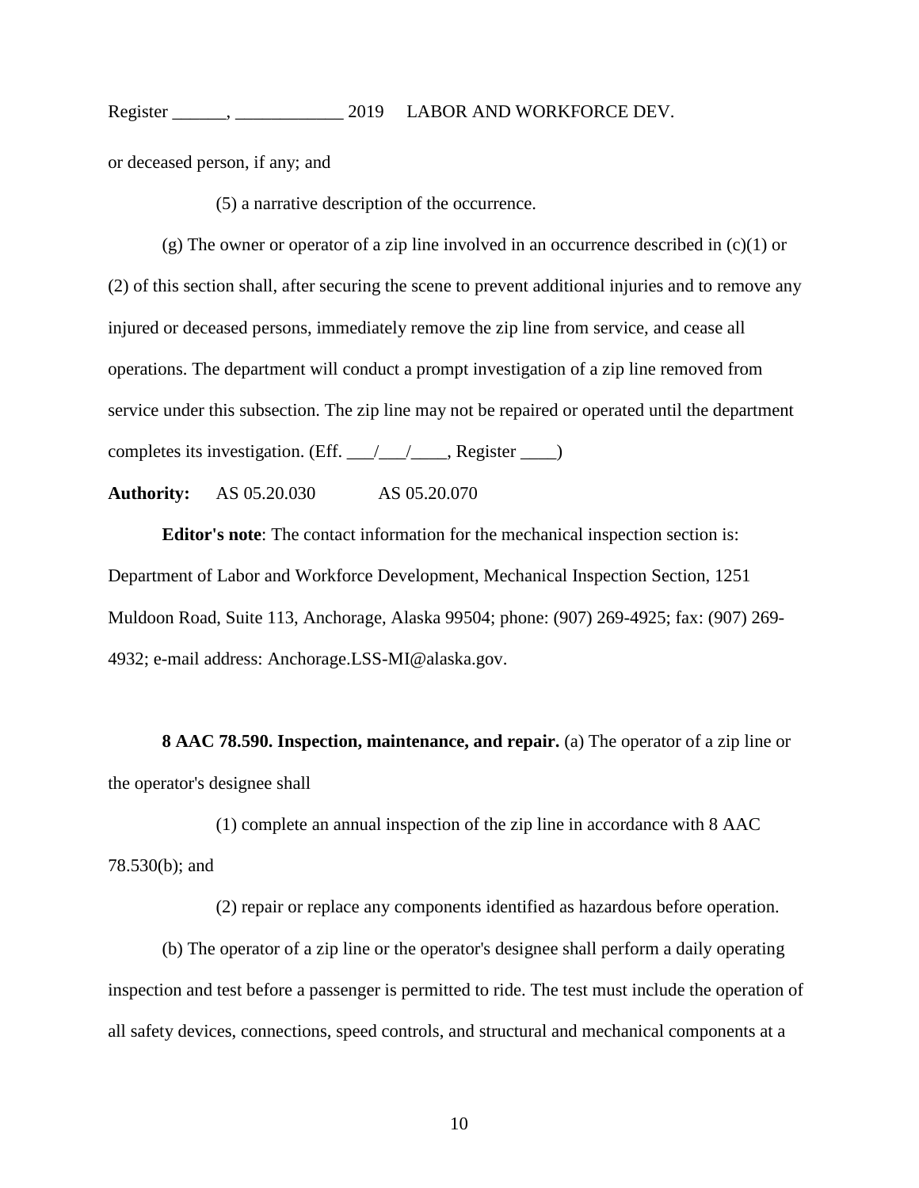or deceased person, if any; and

(5) a narrative description of the occurrence.

(g) The owner or operator of a zip line involved in an occurrence described in (c)(1) or (2) of this section shall, after securing the scene to prevent additional injuries and to remove any injured or deceased persons, immediately remove the zip line from service, and cease all operations. The department will conduct a prompt investigation of a zip line removed from service under this subsection. The zip line may not be repaired or operated until the department completes its investigation. (Eff. ___/___/____, Register ____)

**Authority:** AS 05.20.030 AS 05.20.070

**Editor's note**: The contact information for the mechanical inspection section is: Department of Labor and Workforce Development, Mechanical Inspection Section, 1251 Muldoon Road, Suite 113, Anchorage, Alaska 99504; phone: (907) 269-4925; fax: (907) 269-4932; e-mail address: Anchorage.LSS-MI@alaska.gov.

**8 AAC 78.590. Inspection, maintenance, and repair.** (a) The operator of a zip line or the operator's designee shall

(1) complete an annual inspection of the zip line in accordance with 8 AAC 78.530(b); and

(2) repair or replace any components identified as hazardous before operation.

(b) The operator of a zip line or the operator's designee shall perform a daily operating inspection and test before a passenger is permitted to ride. The test must include the operation of all safety devices, connections, speed controls, and structural and mechanical components at a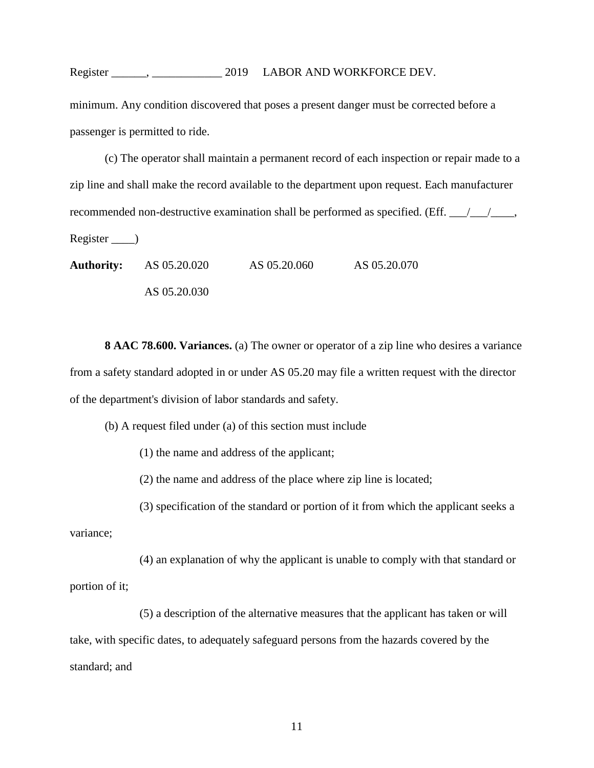minimum. Any condition discovered that poses a present danger must be corrected before a passenger is permitted to ride.

(c) The operator shall maintain a permanent record of each inspection or repair made to a zip line and shall make the record available to the department upon request. Each manufacturer recommended non-destructive examination shall be performed as specified. (Eff. ___/___/____, Register ____)

**Authority:** AS 05.20.020 AS 05.20.060 AS 05.20.070
AS 05.20.030

**8 AAC 78.600. Variances.** (a) The owner or operator of a zip line who desires a variance from a safety standard adopted in or under AS 05.20 may file a written request with the director of the department's division of labor standards and safety.

(b) A request filed under (a) of this section must include

(1) the name and address of the applicant;

(2) the name and address of the place where zip line is located;

(3) specification of the standard or portion of it from which the applicant seeks a variance;

(4) an explanation of why the applicant is unable to comply with that standard or portion of it;

(5) a description of the alternative measures that the applicant has taken or will take, with specific dates, to adequately safeguard persons from the hazards covered by the standard; and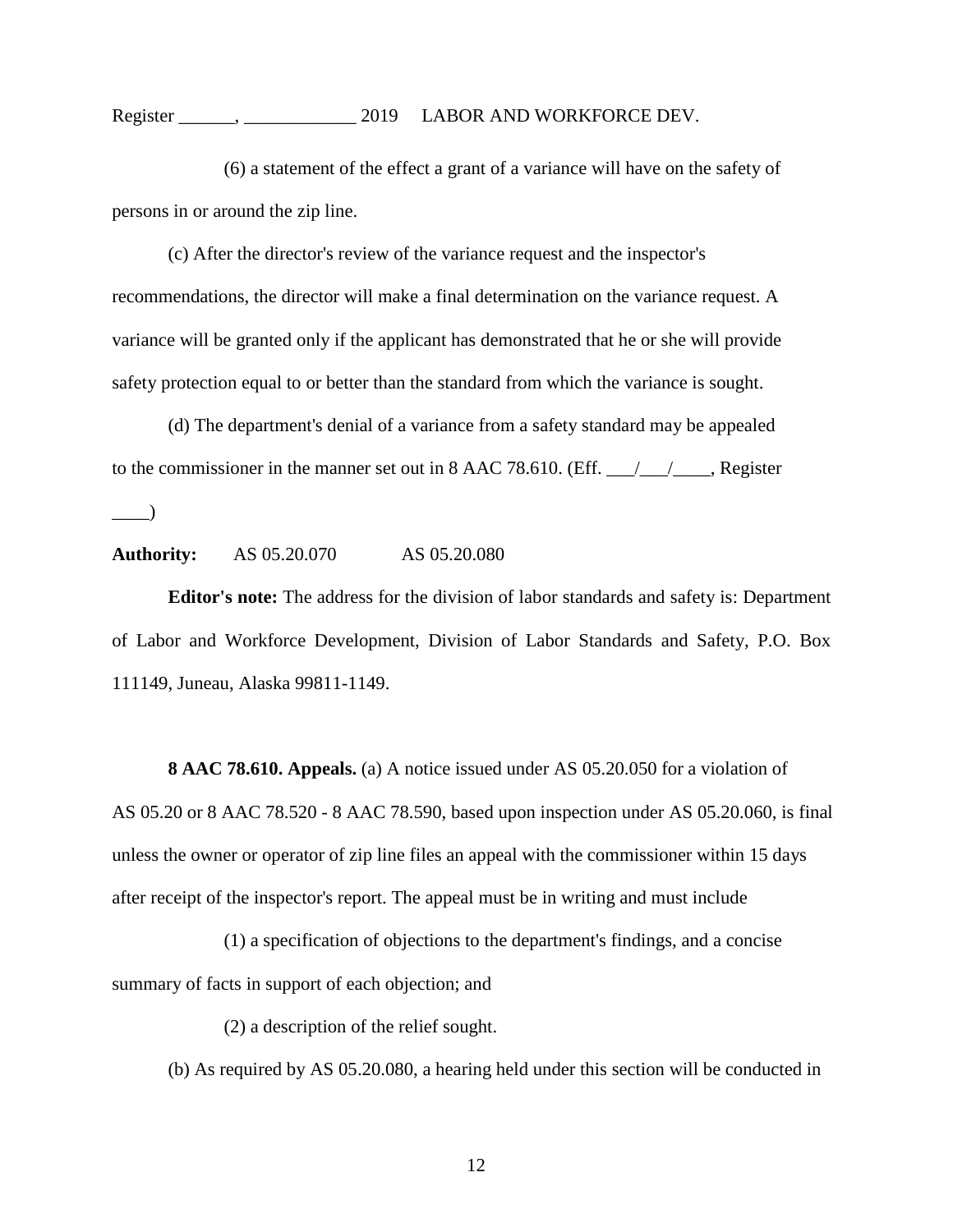(6) a statement of the effect a grant of a variance will have on the safety of persons in or around the zip line.

(c) After the director's review of the variance request and the inspector's recommendations, the director will make a final determination on the variance request. A variance will be granted only if the applicant has demonstrated that he or she will provide safety protection equal to or better than the standard from which the variance is sought.

(d) The department's denial of a variance from a safety standard may be appealed to the commissioner in the manner set out in 8 AAC 78.610. (Eff. ___/___/____, Register ____)

**Authority:** AS 05.20.070 AS 05.20.080

**Editor's note:** The address for the division of labor standards and safety is: Department of Labor and Workforce Development, Division of Labor Standards and Safety, P.O. Box 111149, Juneau, Alaska 99811-1149.

**8 AAC 78.610. Appeals.** (a) A notice issued under AS 05.20.050 for a violation of AS 05.20 or 8 AAC 78.520 - 8 AAC 78.590, based upon inspection under AS 05.20.060, is final unless the owner or operator of zip line files an appeal with the commissioner within 15 days after receipt of the inspector's report. The appeal must be in writing and must include

(1) a specification of objections to the department's findings, and a concise summary of facts in support of each objection; and

(2) a description of the relief sought.

(b) As required by AS 05.20.080, a hearing held under this section will be conducted in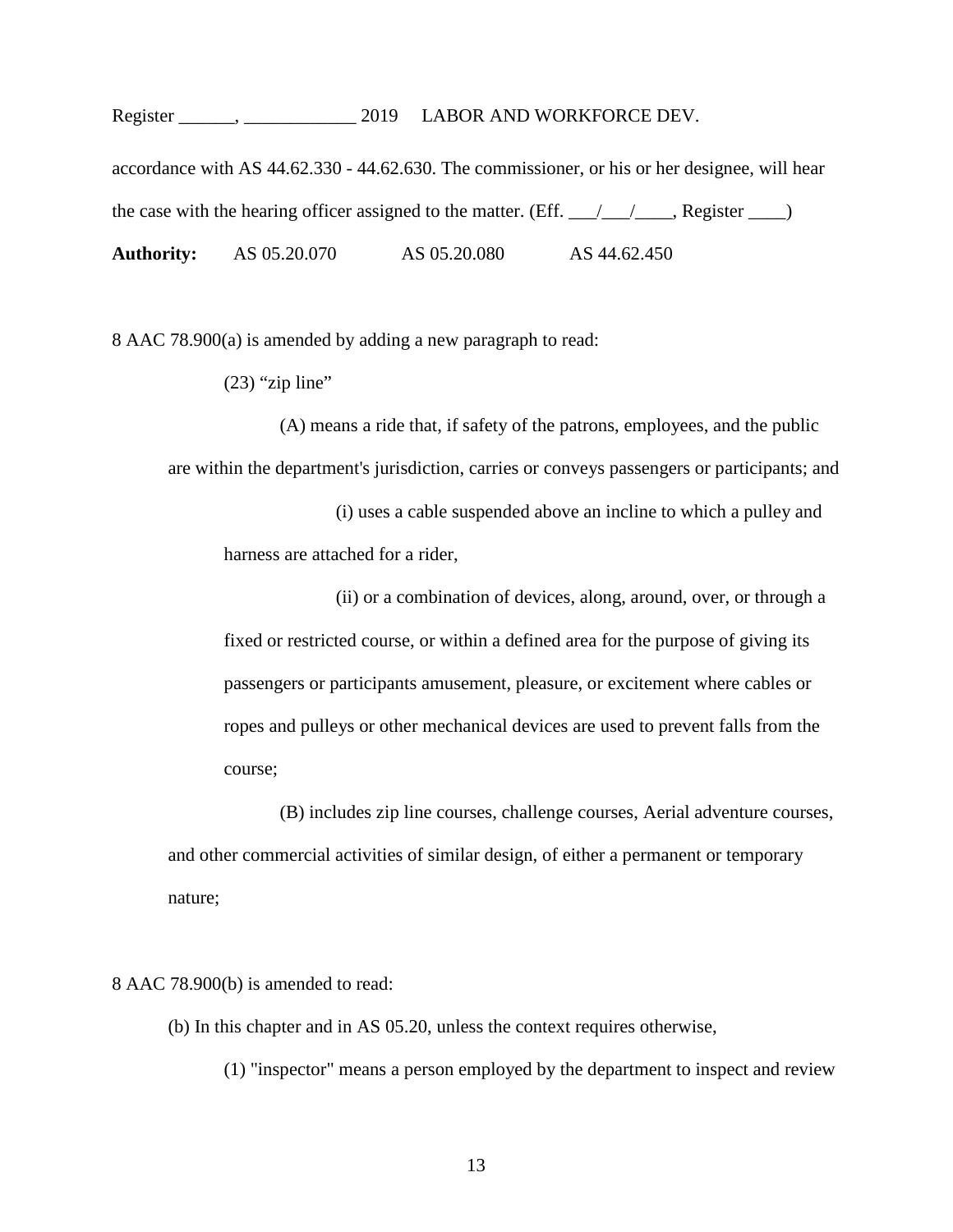accordance with AS 44.62.330 - 44.62.630. The commissioner, or his or her designee, will hear the case with the hearing officer assigned to the matter. (Eff. ___/___/____, Register ____)

**Authority:** AS 05.20.070 AS 05.20.080 AS 44.62.450

8 AAC 78.900(a) is amended by adding a new paragraph to read:

(23) "zip line"

(A) means a ride that, if safety of the patrons, employees, and the public are within the department's jurisdiction, carries or conveys passengers or participants; and

(i) uses a cable suspended above an incline to which a pulley and harness are attached for a rider,

(ii) or a combination of devices, along, around, over, or through a fixed or restricted course, or within a defined area for the purpose of giving its passengers or participants amusement, pleasure, or excitement where cables or ropes and pulleys or other mechanical devices are used to prevent falls from the course;

(B) includes zip line courses, challenge courses, Aerial adventure courses, and other commercial activities of similar design, of either a permanent or temporary nature;

8 AAC 78.900(b) is amended to read:

(b) In this chapter and in AS 05.20, unless the context requires otherwise,

(1) "inspector" means a person employed by the department to inspect and review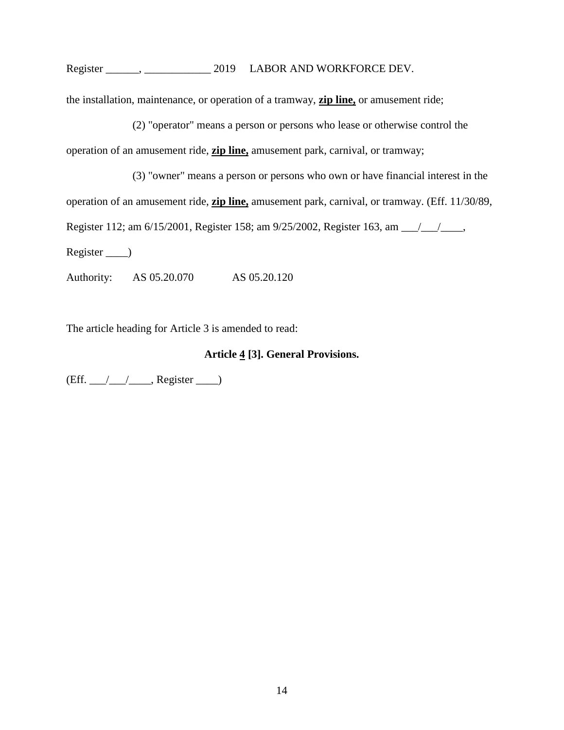the installation, maintenance, or operation of a tramway, **zip line,** or amusement ride;

(2) "operator" means a person or persons who lease or otherwise control the operation of an amusement ride, **zip line,** amusement park, carnival, or tramway;

(3) "owner" means a person or persons who own or have financial interest in the operation of an amusement ride, **zip line,** amusement park, carnival, or tramway. (Eff. 11/30/89, Register 112; am 6/15/2001, Register 158; am 9/25/2002, Register 163, am ___/___/____, Register ____)

Authority: AS 05.20.070 AS 05.20.120

The article heading for Article 3 is amended to read:

**Article 4 [3]. General Provisions.**

(Eff. ___/___/____, Register ____)